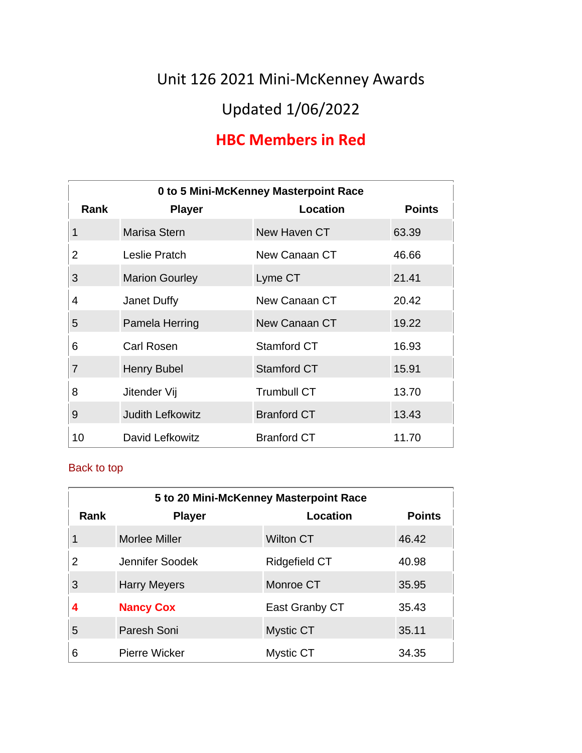# Unit 126 2021 Mini-McKenney Awards

## Updated 1/06/2022

## **HBC Members in Red**

| 0 to 5 Mini-McKenney Masterpoint Race | | | |
|---|---|---|---|
| **Rank** | **Player** | **Location** | **Points** |
| 1 | Marisa Stern | New Haven CT | 63.39 |
| 2 | Leslie Pratch | New Canaan CT | 46.66 |
| 3 | Marion Gourley | Lyme CT | 21.41 |
| 4 | Janet Duffy | New Canaan CT | 20.42 |
| 5 | Pamela Herring | New Canaan CT | 19.22 |
| 6 | Carl Rosen | Stamford CT | 16.93 |
| 7 | Henry Bubel | Stamford CT | 15.91 |
| 8 | Jitender Vij | Trumbull CT | 13.70 |
| 9 | Judith Lefkowitz | Branford CT | 13.43 |
| 10 | David Lefkowitz | Branford CT | 11.70 |

Back to top

| 5 to 20 Mini-McKenney Masterpoint Race | | | |
|---|---|---|---|
| **Rank** | **Player** | **Location** | **Points** |
| 1 | Morlee Miller | Wilton CT | 46.42 |
| 2 | Jennifer Soodek | Ridgefield CT | 40.98 |
| 3 | Harry Meyers | Monroe CT | 35.95 |
| **4** | **Nancy Cox** | East Granby CT | 35.43 |
| 5 | Paresh Soni | Mystic CT | 35.11 |
| 6 | Pierre Wicker | Mystic CT | 34.35 |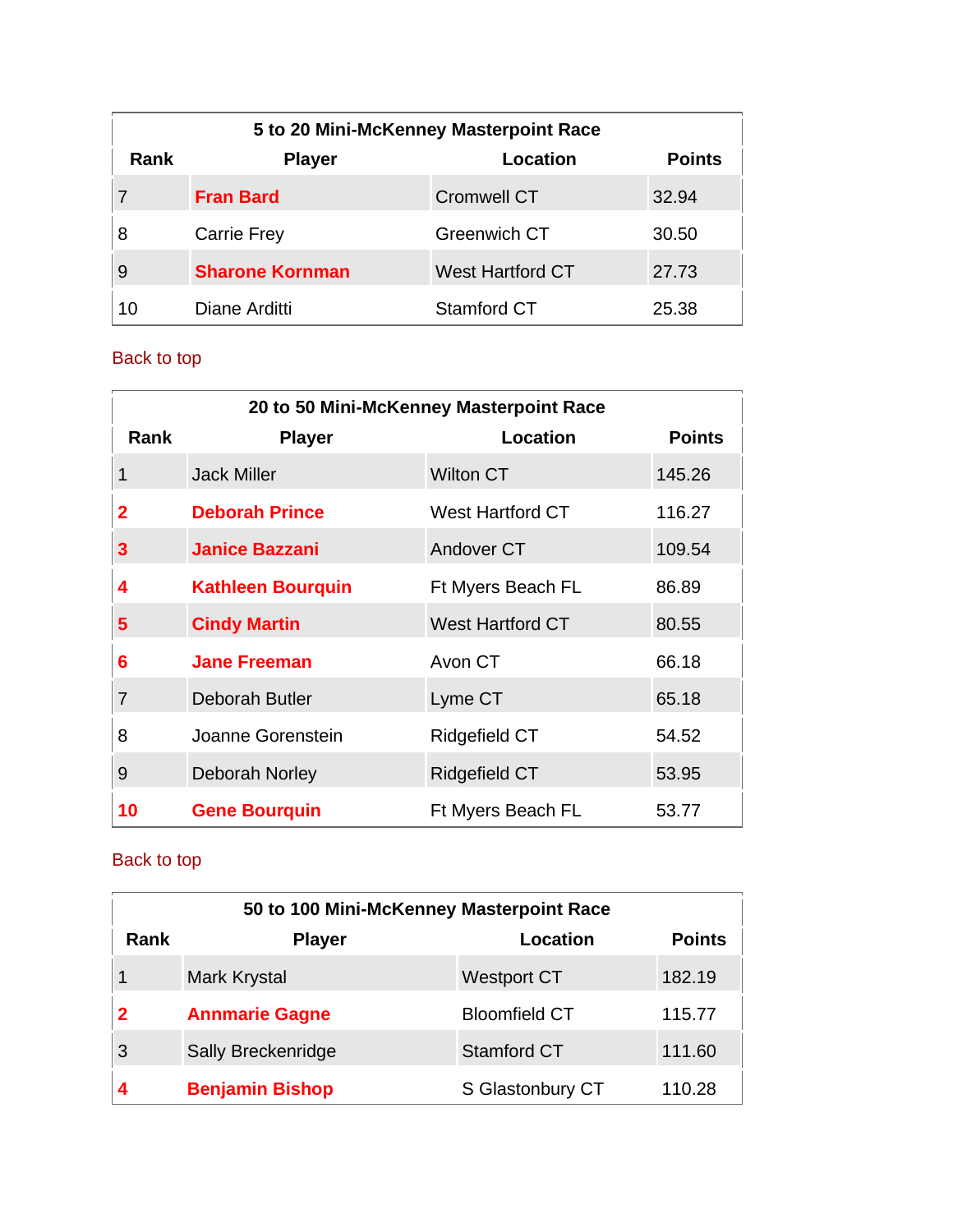| 5 to 20 Mini-McKenney Masterpoint Race | | | |
|---|---|---|---|
| Rank | Player | Location | Points |
| 7 | **Fran Bard** | Cromwell CT | 32.94 |
| 8 | Carrie Frey | Greenwich CT | 30.50 |
| 9 | **Sharone Kornman** | West Hartford CT | 27.73 |
| 10 | Diane Arditti | Stamford CT | 25.38 |

Back to top

| 20 to 50 Mini-McKenney Masterpoint Race | | | |
|---|---|---|---|
| Rank | Player | Location | Points |
| 1 | Jack Miller | Wilton CT | 145.26 |
| **2** | **Deborah Prince** | West Hartford CT | 116.27 |
| **3** | **Janice Bazzani** | Andover CT | 109.54 |
| **4** | **Kathleen Bourquin** | Ft Myers Beach FL | 86.89 |
| **5** | **Cindy Martin** | West Hartford CT | 80.55 |
| **6** | **Jane Freeman** | Avon CT | 66.18 |
| 7 | Deborah Butler | Lyme CT | 65.18 |
| 8 | Joanne Gorenstein | Ridgefield CT | 54.52 |
| 9 | Deborah Norley | Ridgefield CT | 53.95 |
| **10** | **Gene Bourquin** | Ft Myers Beach FL | 53.77 |

Back to top

| 50 to 100 Mini-McKenney Masterpoint Race | | | |
|---|---|---|---|
| Rank | Player | Location | Points |
| 1 | Mark Krystal | Westport CT | 182.19 |
| **2** | **Annmarie Gagne** | Bloomfield CT | 115.77 |
| 3 | Sally Breckenridge | Stamford CT | 111.60 |
| **4** | **Benjamin Bishop** | S Glastonbury CT | 110.28 |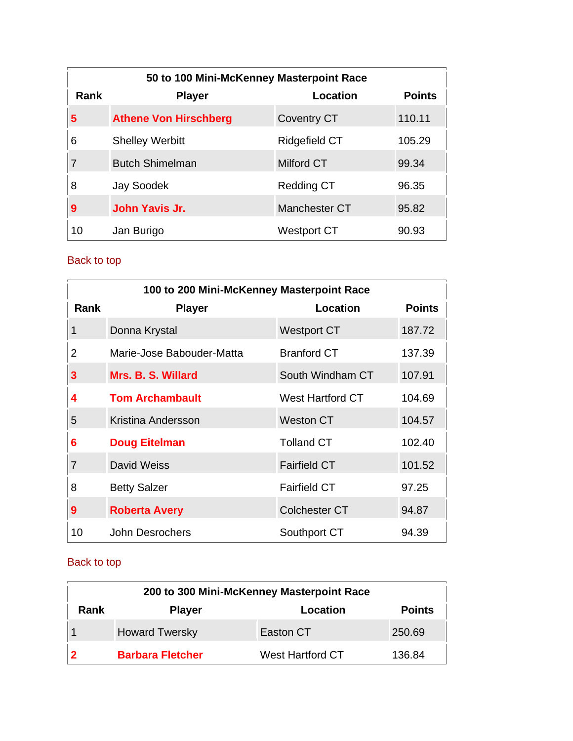| 50 to 100 Mini-McKenney Masterpoint Race | | | |
|---|---|---|---|
| **Rank** | **Player** | **Location** | **Points** |
| **5** | **Athene Von Hirschberg** | Coventry CT | 110.11 |
| 6 | Shelley Werbitt | Ridgefield CT | 105.29 |
| 7 | Butch Shimelman | Milford CT | 99.34 |
| 8 | Jay Soodek | Redding CT | 96.35 |
| **9** | **John Yavis Jr.** | Manchester CT | 95.82 |
| 10 | Jan Burigo | Westport CT | 90.93 |

Back to top

| 100 to 200 Mini-McKenney Masterpoint Race | | | |
|---|---|---|---|
| **Rank** | **Player** | **Location** | **Points** |
| 1 | Donna Krystal | Westport CT | 187.72 |
| 2 | Marie-Jose Babouder-Matta | Branford CT | 137.39 |
| **3** | **Mrs. B. S. Willard** | South Windham CT | 107.91 |
| **4** | **Tom Archambault** | West Hartford CT | 104.69 |
| 5 | Kristina Andersson | Weston CT | 104.57 |
| **6** | **Doug Eitelman** | Tolland CT | 102.40 |
| 7 | David Weiss | Fairfield CT | 101.52 |
| 8 | Betty Salzer | Fairfield CT | 97.25 |
| **9** | **Roberta Avery** | Colchester CT | 94.87 |
| 10 | John Desrochers | Southport CT | 94.39 |

Back to top

| 200 to 300 Mini-McKenney Masterpoint Race | | | |
|---|---|---|---|
| **Rank** | **Player** | **Location** | **Points** |
| 1 | Howard Twersky | Easton CT | 250.69 |
| **2** | **Barbara Fletcher** | West Hartford CT | 136.84 |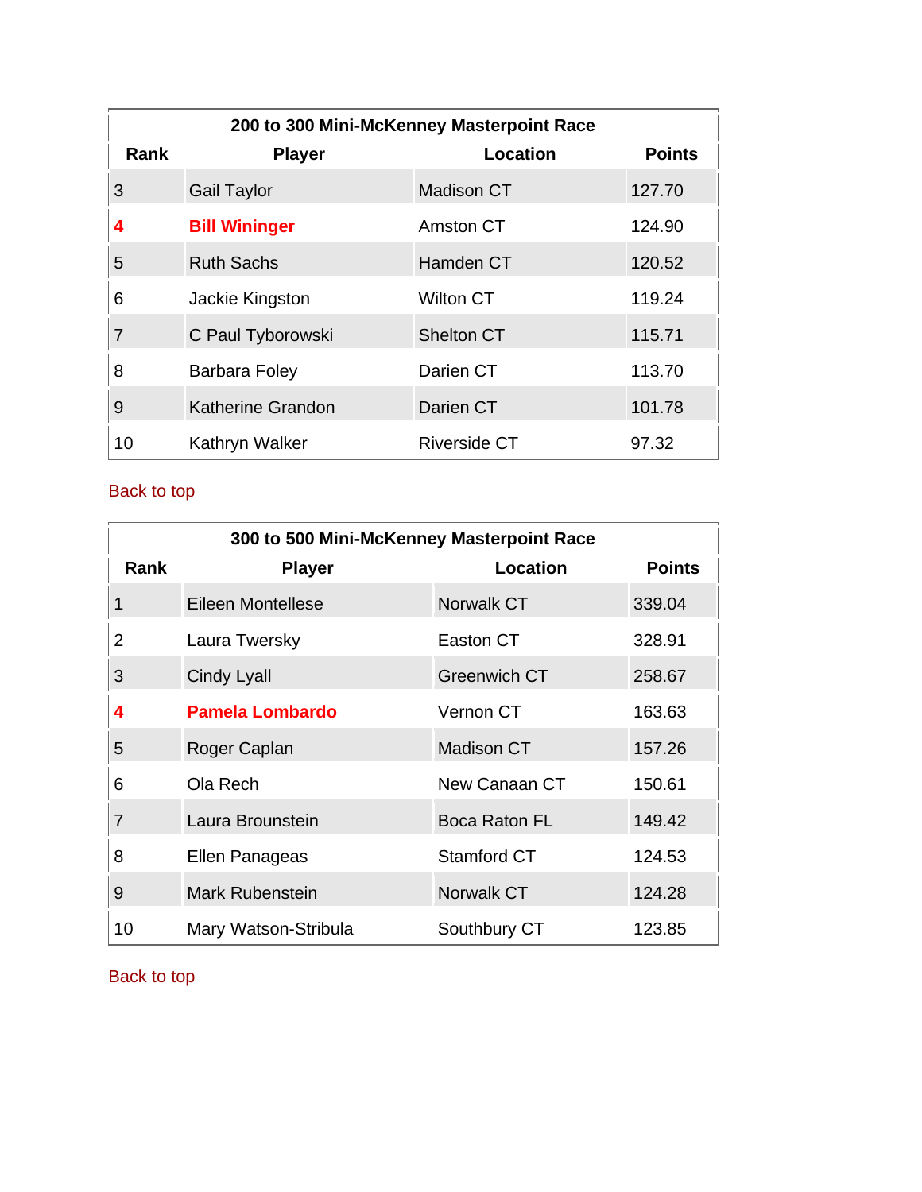| 200 to 300 Mini-McKenney Masterpoint Race | | | |
|---|---|---|---|
| **Rank** | **Player** | **Location** | **Points** |
| 3 | Gail Taylor | Madison CT | 127.70 |
| **4** | **Bill Wininger** | Amston CT | 124.90 |
| 5 | Ruth Sachs | Hamden CT | 120.52 |
| 6 | Jackie Kingston | Wilton CT | 119.24 |
| 7 | C Paul Tyborowski | Shelton CT | 115.71 |
| 8 | Barbara Foley | Darien CT | 113.70 |
| 9 | Katherine Grandon | Darien CT | 101.78 |
| 10 | Kathryn Walker | Riverside CT | 97.32 |

Back to top

| 300 to 500 Mini-McKenney Masterpoint Race | | | |
|---|---|---|---|
| **Rank** | **Player** | **Location** | **Points** |
| 1 | Eileen Montellese | Norwalk CT | 339.04 |
| 2 | Laura Twersky | Easton CT | 328.91 |
| 3 | Cindy Lyall | Greenwich CT | 258.67 |
| **4** | **Pamela Lombardo** | Vernon CT | 163.63 |
| 5 | Roger Caplan | Madison CT | 157.26 |
| 6 | Ola Rech | New Canaan CT | 150.61 |
| 7 | Laura Brounstein | Boca Raton FL | 149.42 |
| 8 | Ellen Panageas | Stamford CT | 124.53 |
| 9 | Mark Rubenstein | Norwalk CT | 124.28 |
| 10 | Mary Watson-Stribula | Southbury CT | 123.85 |

Back to top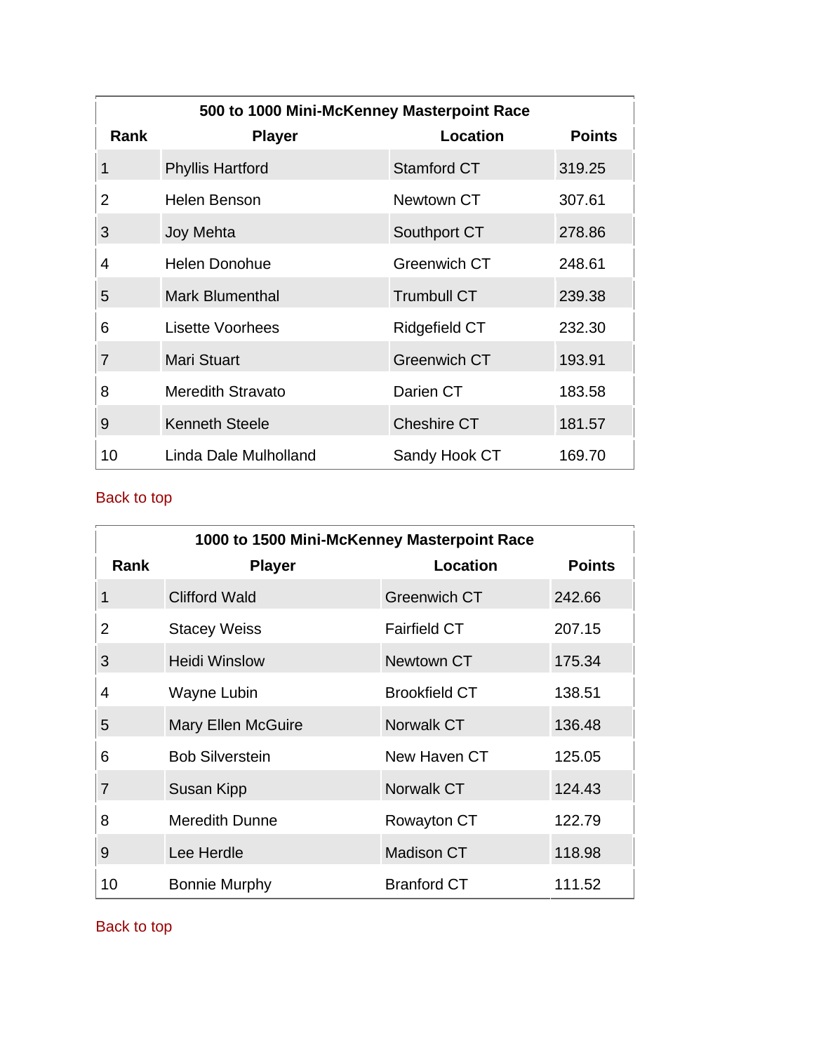| 500 to 1000 Mini-McKenney Masterpoint Race | | | |
|---|---|---|---|
| **Rank** | **Player** | **Location** | **Points** |
| 1 | Phyllis Hartford | Stamford CT | 319.25 |
| 2 | Helen Benson | Newtown CT | 307.61 |
| 3 | Joy Mehta | Southport CT | 278.86 |
| 4 | Helen Donohue | Greenwich CT | 248.61 |
| 5 | Mark Blumenthal | Trumbull CT | 239.38 |
| 6 | Lisette Voorhees | Ridgefield CT | 232.30 |
| 7 | Mari Stuart | Greenwich CT | 193.91 |
| 8 | Meredith Stravato | Darien CT | 183.58 |
| 9 | Kenneth Steele | Cheshire CT | 181.57 |
| 10 | Linda Dale Mulholland | Sandy Hook CT | 169.70 |

Back to top

| 1000 to 1500 Mini-McKenney Masterpoint Race | | | |
|---|---|---|---|
| **Rank** | **Player** | **Location** | **Points** |
| 1 | Clifford Wald | Greenwich CT | 242.66 |
| 2 | Stacey Weiss | Fairfield CT | 207.15 |
| 3 | Heidi Winslow | Newtown CT | 175.34 |
| 4 | Wayne Lubin | Brookfield CT | 138.51 |
| 5 | Mary Ellen McGuire | Norwalk CT | 136.48 |
| 6 | Bob Silverstein | New Haven CT | 125.05 |
| 7 | Susan Kipp | Norwalk CT | 124.43 |
| 8 | Meredith Dunne | Rowayton CT | 122.79 |
| 9 | Lee Herdle | Madison CT | 118.98 |
| 10 | Bonnie Murphy | Branford CT | 111.52 |

Back to top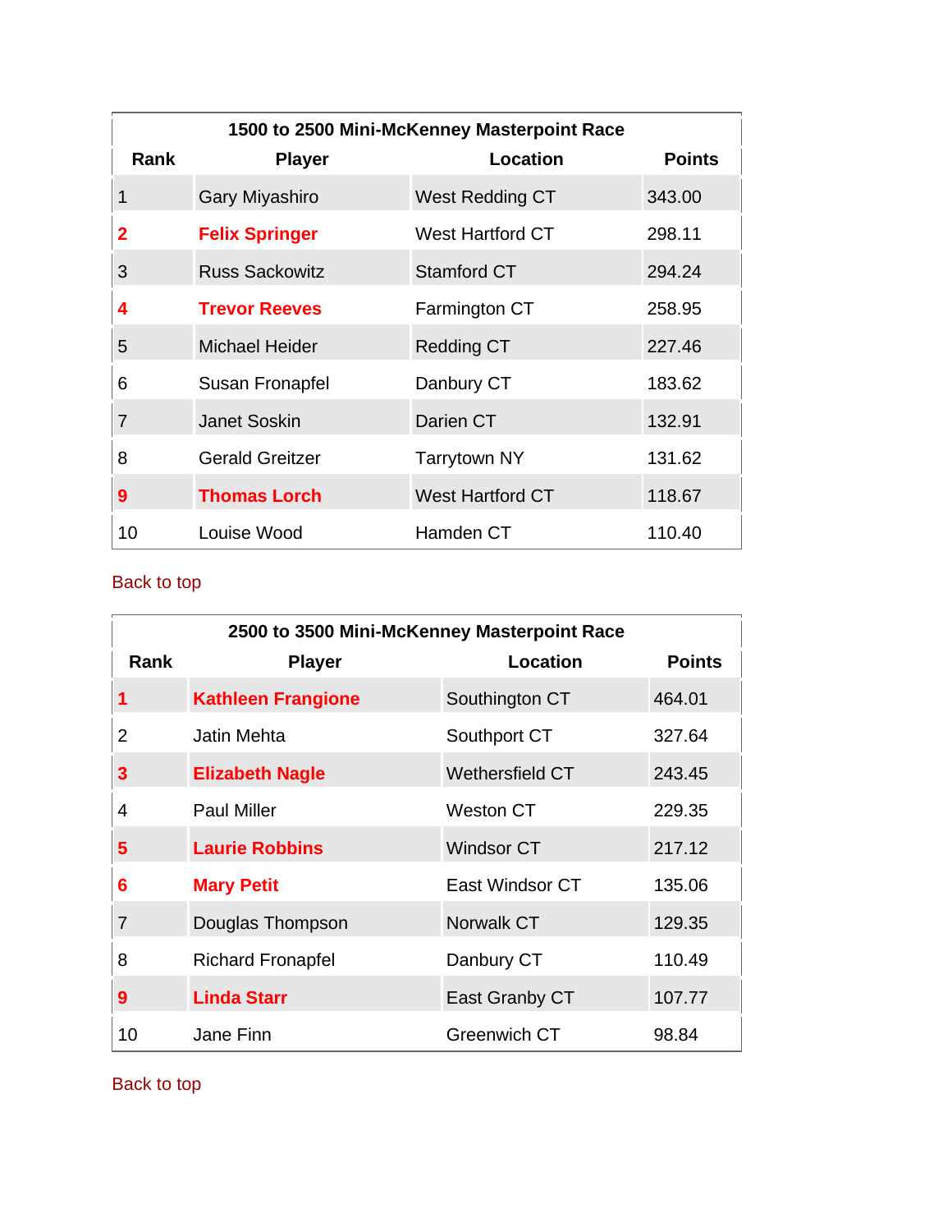| 1500 to 2500 Mini-McKenney Masterpoint Race | | | |
|---|---|---|---|
| **Rank** | **Player** | **Location** | **Points** |
| 1 | Gary Miyashiro | West Redding CT | 343.00 |
| **2** | **Felix Springer** | West Hartford CT | 298.11 |
| 3 | Russ Sackowitz | Stamford CT | 294.24 |
| **4** | **Trevor Reeves** | Farmington CT | 258.95 |
| 5 | Michael Heider | Redding CT | 227.46 |
| 6 | Susan Fronapfel | Danbury CT | 183.62 |
| 7 | Janet Soskin | Darien CT | 132.91 |
| 8 | Gerald Greitzer | Tarrytown NY | 131.62 |
| **9** | **Thomas Lorch** | West Hartford CT | 118.67 |
| 10 | Louise Wood | Hamden CT | 110.40 |

Back to top

| 2500 to 3500 Mini-McKenney Masterpoint Race | | | |
|---|---|---|---|
| **Rank** | **Player** | **Location** | **Points** |
| **1** | **Kathleen Frangione** | Southington CT | 464.01 |
| 2 | Jatin Mehta | Southport CT | 327.64 |
| **3** | **Elizabeth Nagle** | Wethersfield CT | 243.45 |
| 4 | Paul Miller | Weston CT | 229.35 |
| **5** | **Laurie Robbins** | Windsor CT | 217.12 |
| **6** | **Mary Petit** | East Windsor CT | 135.06 |
| 7 | Douglas Thompson | Norwalk CT | 129.35 |
| 8 | Richard Fronapfel | Danbury CT | 110.49 |
| **9** | **Linda Starr** | East Granby CT | 107.77 |
| 10 | Jane Finn | Greenwich CT | 98.84 |

Back to top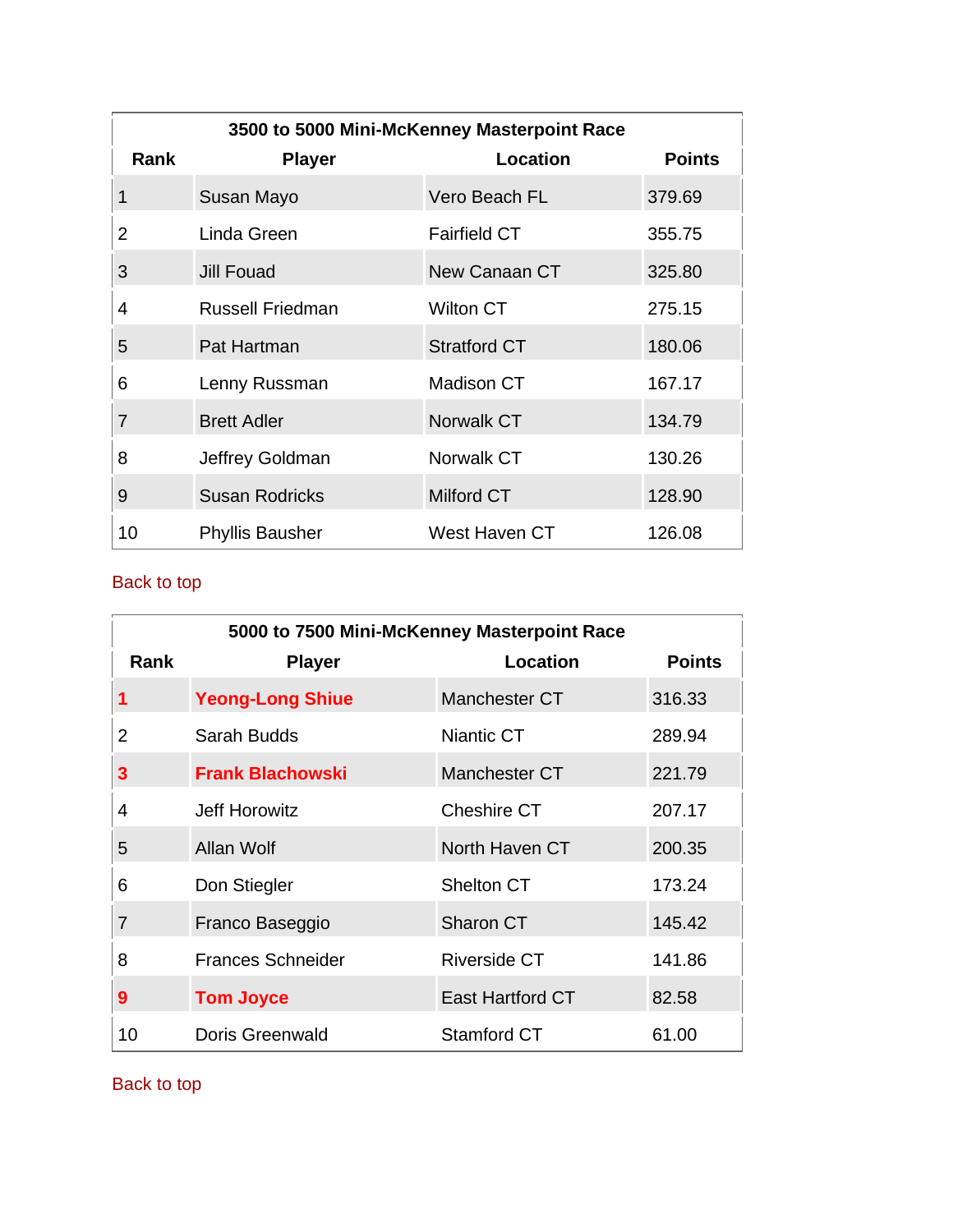| 3500 to 5000 Mini-McKenney Masterpoint Race | | | |
|---|---|---|---|
| **Rank** | **Player** | **Location** | **Points** |
| 1 | Susan Mayo | Vero Beach FL | 379.69 |
| 2 | Linda Green | Fairfield CT | 355.75 |
| 3 | Jill Fouad | New Canaan CT | 325.80 |
| 4 | Russell Friedman | Wilton CT | 275.15 |
| 5 | Pat Hartman | Stratford CT | 180.06 |
| 6 | Lenny Russman | Madison CT | 167.17 |
| 7 | Brett Adler | Norwalk CT | 134.79 |
| 8 | Jeffrey Goldman | Norwalk CT | 130.26 |
| 9 | Susan Rodricks | Milford CT | 128.90 |
| 10 | Phyllis Bausher | West Haven CT | 126.08 |

Back to top

| 5000 to 7500 Mini-McKenney Masterpoint Race | | | |
|---|---|---|---|
| **Rank** | **Player** | **Location** | **Points** |
| **1** | **Yeong-Long Shiue** | Manchester CT | 316.33 |
| 2 | Sarah Budds | Niantic CT | 289.94 |
| **3** | **Frank Blachowski** | Manchester CT | 221.79 |
| 4 | Jeff Horowitz | Cheshire CT | 207.17 |
| 5 | Allan Wolf | North Haven CT | 200.35 |
| 6 | Don Stiegler | Shelton CT | 173.24 |
| 7 | Franco Baseggio | Sharon CT | 145.42 |
| 8 | Frances Schneider | Riverside CT | 141.86 |
| **9** | **Tom Joyce** | East Hartford CT | 82.58 |
| 10 | Doris Greenwald | Stamford CT | 61.00 |

Back to top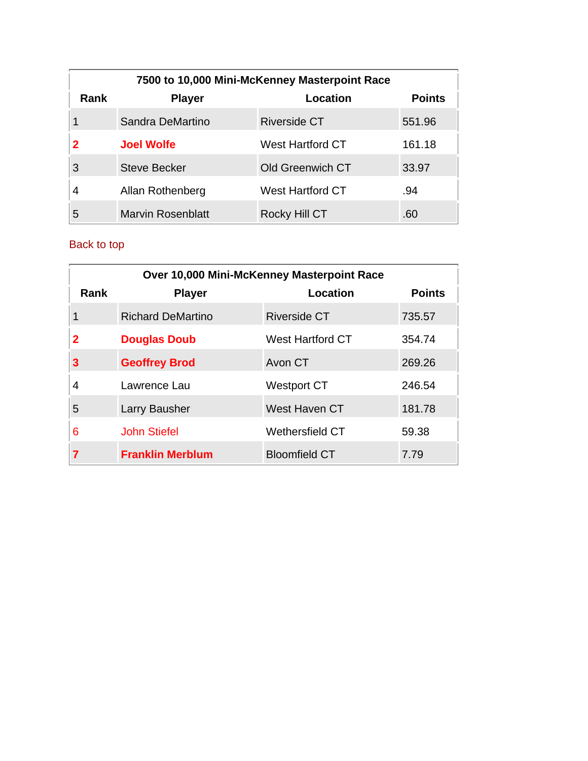| 7500 to 10,000 Mini-McKenney Masterpoint Race | | | |
| --- | --- | --- | --- |
| **Rank** | **Player** | **Location** | **Points** |
| 1 | Sandra DeMartino | Riverside CT | 551.96 |
| **2** | **Joel Wolfe** | West Hartford CT | 161.18 |
| 3 | Steve Becker | Old Greenwich CT | 33.97 |
| 4 | Allan Rothenberg | West Hartford CT | .94 |
| 5 | Marvin Rosenblatt | Rocky Hill CT | .60 |

Back to top

| Over 10,000 Mini-McKenney Masterpoint Race | | | |
| --- | --- | --- | --- |
| **Rank** | **Player** | **Location** | **Points** |
| 1 | Richard DeMartino | Riverside CT | 735.57 |
| **2** | **Douglas Doub** | West Hartford CT | 354.74 |
| **3** | **Geoffrey Brod** | Avon CT | 269.26 |
| 4 | Lawrence Lau | Westport CT | 246.54 |
| 5 | Larry Bausher | West Haven CT | 181.78 |
| 6 | John Stiefel | Wethersfield CT | 59.38 |
| **7** | **Franklin Merblum** | Bloomfield CT | 7.79 |